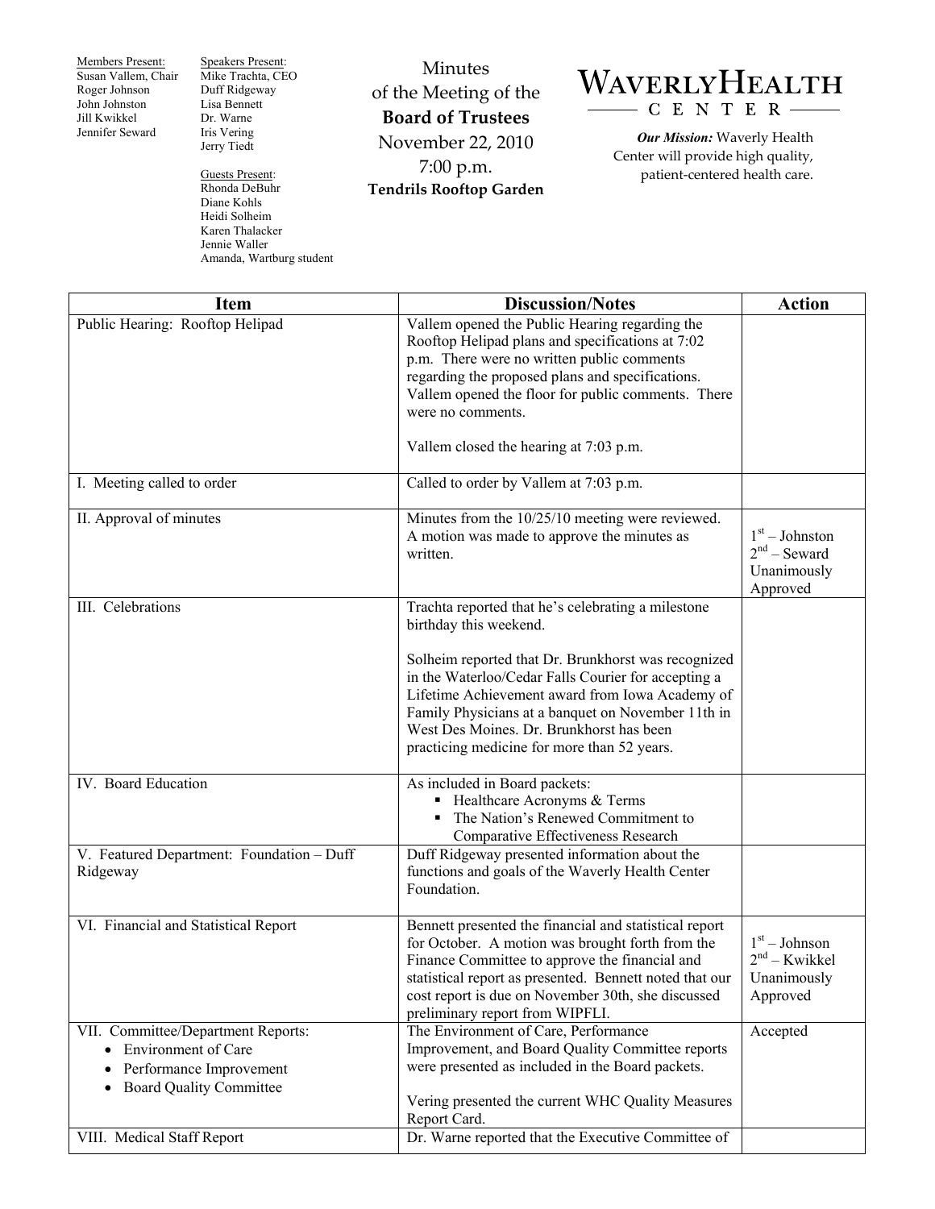Members Present:
Susan Vallem, Chair
Roger Johnson
John Johnston
Jill Kwikkel
Jennifer Seward

Speakers Present:
Mike Trachta, CEO
Duff Ridgeway
Lisa Bennett
Dr. Warne
Iris Vering
Jerry Tiedt

Guests Present:
Rhonda DeBuhr
Diane Kohls
Heidi Solheim
Karen Thalacker
Jennie Waller
Amanda, Wartburg student

# Minutes of the Meeting of the **Board of Trustees**

November 22, 2010
7:00 p.m.
**Tendrils Rooftop Garden**

**WAVERLY HEALTH CENTER**

***Our Mission:*** Waverly Health Center will provide high quality, patient-centered health care.

| Item | Discussion/Notes | Action |
|---|---|---|
| Public Hearing: Rooftop Helipad | Vallem opened the Public Hearing regarding the Rooftop Helipad plans and specifications at 7:02 p.m. There were no written public comments regarding the proposed plans and specifications. Vallem opened the floor for public comments. There were no comments.<br><br>Vallem closed the hearing at 7:03 p.m. | |
| I. Meeting called to order | Called to order by Vallem at 7:03 p.m. | |
| II. Approval of minutes | Minutes from the 10/25/10 meeting were reviewed. A motion was made to approve the minutes as written. | 1st – Johnston<br>2nd – Seward<br>Unanimously Approved |
| III. Celebrations | Trachta reported that he's celebrating a milestone birthday this weekend.<br><br>Solheim reported that Dr. Brunkhorst was recognized in the Waterloo/Cedar Falls Courier for accepting a Lifetime Achievement award from Iowa Academy of Family Physicians at a banquet on November 11th in West Des Moines. Dr. Brunkhorst has been practicing medicine for more than 52 years. | |
| IV. Board Education | As included in Board packets:<br>▪ Healthcare Acronyms & Terms<br>▪ The Nation's Renewed Commitment to Comparative Effectiveness Research | |
| V. Featured Department: Foundation – Duff Ridgeway | Duff Ridgeway presented information about the functions and goals of the Waverly Health Center Foundation. | |
| VI. Financial and Statistical Report | Bennett presented the financial and statistical report for October. A motion was brought forth from the Finance Committee to approve the financial and statistical report as presented. Bennett noted that our cost report is due on November 30th, she discussed preliminary report from WIPFLI. | 1st – Johnson<br>2nd – Kwikkel<br>Unanimously Approved |
| VII. Committee/Department Reports:<br>• Environment of Care<br>• Performance Improvement<br>• Board Quality Committee | The Environment of Care, Performance Improvement, and Board Quality Committee reports were presented as included in the Board packets.<br><br>Vering presented the current WHC Quality Measures Report Card. | Accepted |
| VIII. Medical Staff Report | Dr. Warne reported that the Executive Committee of | |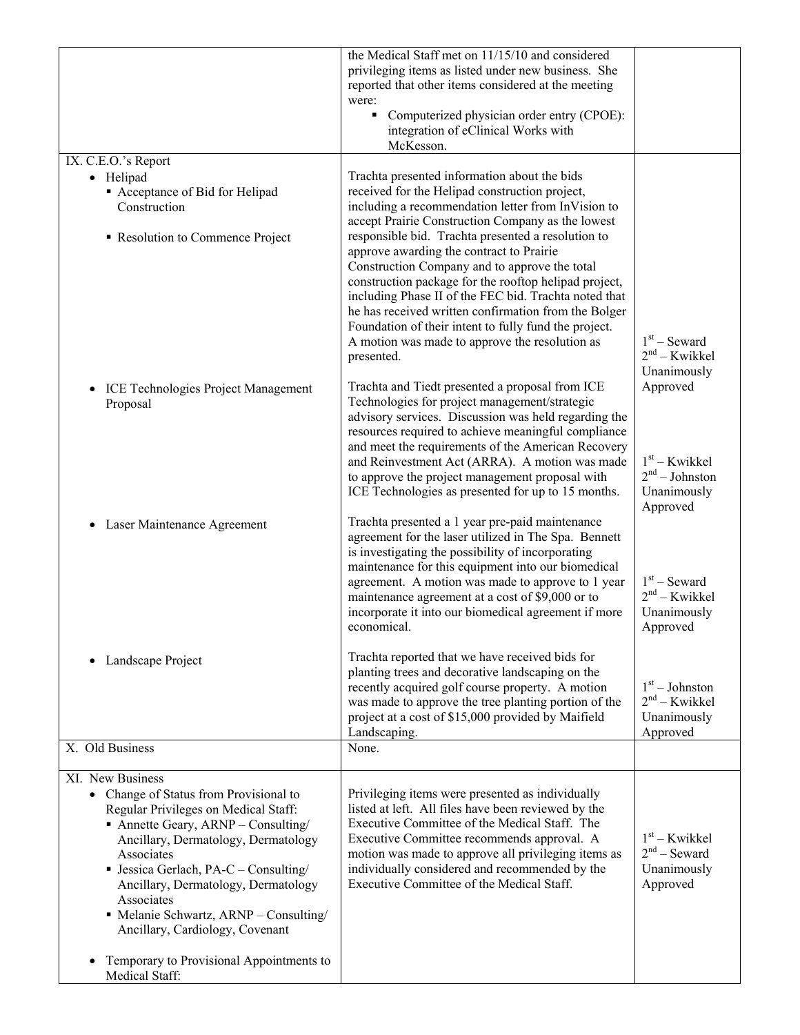| | | |
|---|---|---|
| | the Medical Staff met on 11/15/10 and considered privileging items as listed under new business. She reported that other items considered at the meeting were:<br>▪ Computerized physician order entry (CPOE): integration of eClinical Works with McKesson. | |
| IX. C.E.O.'s Report<br>• Helipad<br>▪ Acceptance of Bid for Helipad Construction<br>▪ Resolution to Commence Project | Trachta presented information about the bids received for the Helipad construction project, including a recommendation letter from InVision to accept Prairie Construction Company as the lowest responsible bid. Trachta presented a resolution to approve awarding the contract to Prairie Construction Company and to approve the total construction package for the rooftop helipad project, including Phase II of the FEC bid. Trachta noted that he has received written confirmation from the Bolger Foundation of their intent to fully fund the project. A motion was made to approve the resolution as presented. | 1st – Seward<br>2nd – Kwikkel<br>Unanimously Approved |
| • ICE Technologies Project Management Proposal | Trachta and Tiedt presented a proposal from ICE Technologies for project management/strategic advisory services. Discussion was held regarding the resources required to achieve meaningful compliance and meet the requirements of the American Recovery and Reinvestment Act (ARRA). A motion was made to approve the project management proposal with ICE Technologies as presented for up to 15 months. | 1st – Kwikkel<br>2nd – Johnston<br>Unanimously Approved |
| • Laser Maintenance Agreement | Trachta presented a 1 year pre-paid maintenance agreement for the laser utilized in The Spa. Bennett is investigating the possibility of incorporating maintenance for this equipment into our biomedical agreement. A motion was made to approve to 1 year maintenance agreement at a cost of $9,000 or to incorporate it into our biomedical agreement if more economical. | 1st – Seward<br>2nd – Kwikkel<br>Unanimously Approved |
| • Landscape Project | Trachta reported that we have received bids for planting trees and decorative landscaping on the recently acquired golf course property. A motion was made to approve the tree planting portion of the project at a cost of $15,000 provided by Maifield Landscaping. | 1st – Johnston<br>2nd – Kwikkel<br>Unanimously Approved |
| X. Old Business | None. | |
| XI. New Business<br>• Change of Status from Provisional to Regular Privileges on Medical Staff:<br>▪ Annette Geary, ARNP – Consulting/ Ancillary, Dermatology, Dermatology Associates<br>▪ Jessica Gerlach, PA-C – Consulting/ Ancillary, Dermatology, Dermatology Associates<br>▪ Melanie Schwartz, ARNP – Consulting/ Ancillary, Cardiology, Covenant<br>• Temporary to Provisional Appointments to Medical Staff: | Privileging items were presented as individually listed at left. All files have been reviewed by the Executive Committee of the Medical Staff. The Executive Committee recommends approval. A motion was made to approve all privileging items as individually considered and recommended by the Executive Committee of the Medical Staff. | 1st – Kwikkel<br>2nd – Seward<br>Unanimously Approved |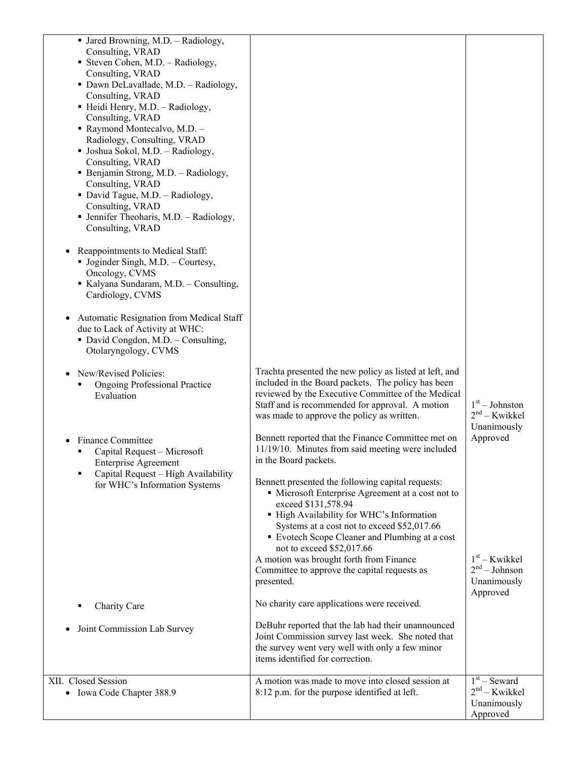| | | |
|---|---|---|
| ▪ Jared Browning, M.D. – Radiology, Consulting, VRAD<br>▪ Steven Cohen, M.D. – Radiology, Consulting, VRAD<br>▪ Dawn DeLavallade, M.D. – Radiology, Consulting, VRAD<br>▪ Heidi Henry, M.D. – Radiology, Consulting, VRAD<br>▪ Raymond Montecalvo, M.D. – Radiology, Consulting, VRAD<br>▪ Joshua Sokol, M.D. – Radiology, Consulting, VRAD<br>▪ Benjamin Strong, M.D. – Radiology, Consulting, VRAD<br>▪ David Tague, M.D. – Radiology, Consulting, VRAD<br>▪ Jennifer Theoharis, M.D. – Radiology, Consulting, VRAD<br><br>• Reappointments to Medical Staff:<br>▪ Joginder Singh, M.D. – Courtesy, Oncology, CVMS<br>▪ Kalyana Sundaram, M.D. – Consulting, Cardiology, CVMS<br><br>• Automatic Resignation from Medical Staff due to Lack of Activity at WHC:<br>▪ David Congdon, M.D. – Consulting, Otolaryngology, CVMS<br><br>• New/Revised Policies:<br>▪ Ongoing Professional Practice Evaluation<br><br>• Finance Committee<br>▪ Capital Request – Microsoft Enterprise Agreement<br>▪ Capital Request – High Availability for WHC's Information Systems<br><br>▪ Charity Care<br><br>• Joint Commission Lab Survey | Trachta presented the new policy as listed at left, and included in the Board packets. The policy has been reviewed by the Executive Committee of the Medical Staff and is recommended for approval. A motion was made to approve the policy as written.<br><br>Bennett reported that the Finance Committee met on 11/19/10. Minutes from said meeting were included in the Board packets.<br><br>Bennett presented the following capital requests:<br>▪ Microsoft Enterprise Agreement at a cost not to exceed $131,578.94<br>▪ High Availability for WHC's Information Systems at a cost not to exceed $52,017.66<br>▪ Evotech Scope Cleaner and Plumbing at a cost not to exceed $52,017.66<br>A motion was brought forth from Finance Committee to approve the capital requests as presented.<br><br>No charity care applications were received.<br><br>DeBuhr reported that the lab had their unannounced Joint Commission survey last week. She noted that the survey went very well with only a few minor items identified for correction. | 1st – Johnston<br>2nd – Kwikkel<br>Unanimously Approved<br><br>1st – Kwikkel<br>2nd – Johnson<br>Unanimously Approved |
| XII. Closed Session<br>• Iowa Code Chapter 388.9 | A motion was made to move into closed session at 8:12 p.m. for the purpose identified at left. | 1st – Seward<br>2nd – Kwikkel<br>Unanimously Approved |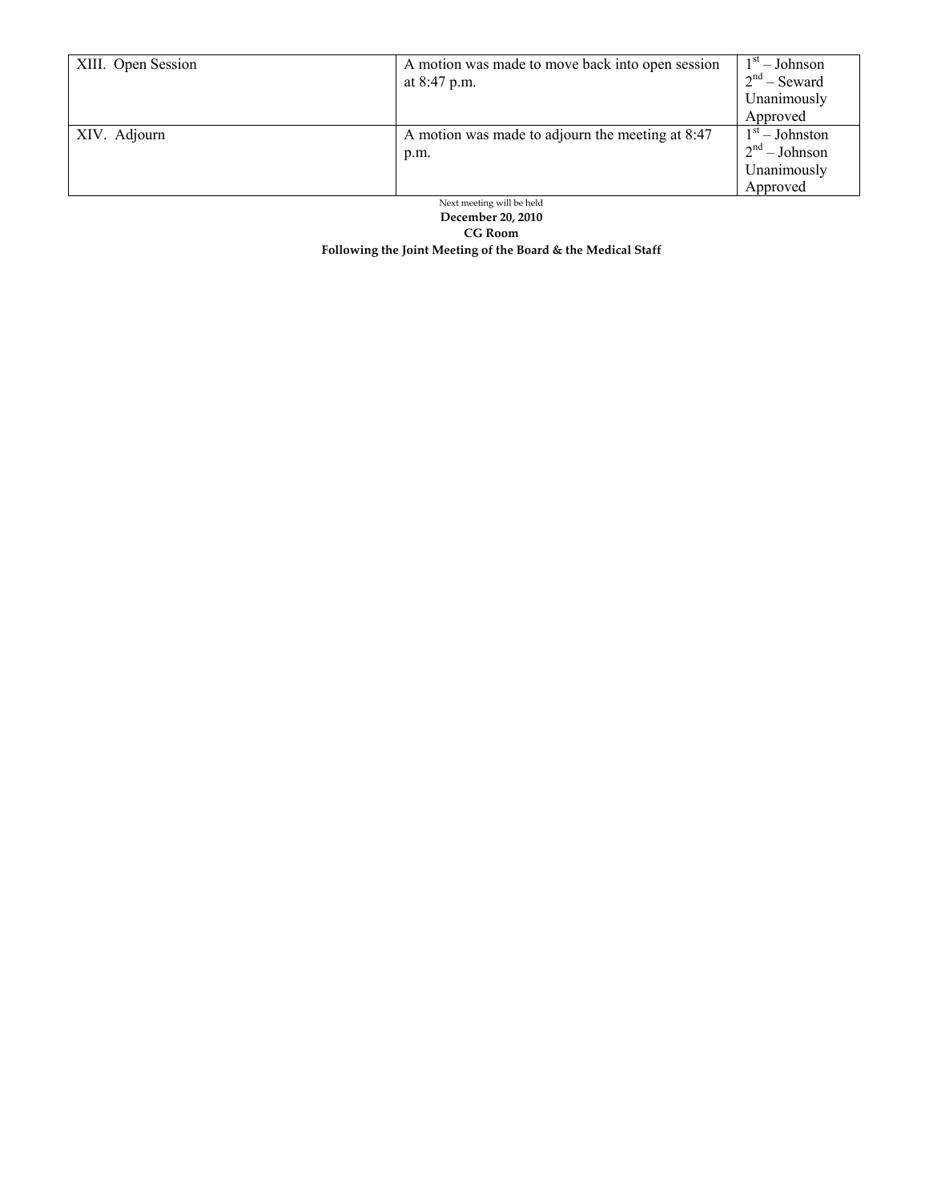| | | |
|---|---|---|
| XIII. Open Session | A motion was made to move back into open session at 8:47 p.m. | 1st – Johnson<br>2nd – Seward<br>Unanimously Approved |
| XIV. Adjourn | A motion was made to adjourn the meeting at 8:47 p.m. | 1st – Johnston<br>2nd – Johnson<br>Unanimously Approved |

Next meeting will be held

**December 20, 2010**

**CG Room**

**Following the Joint Meeting of the Board & the Medical Staff**